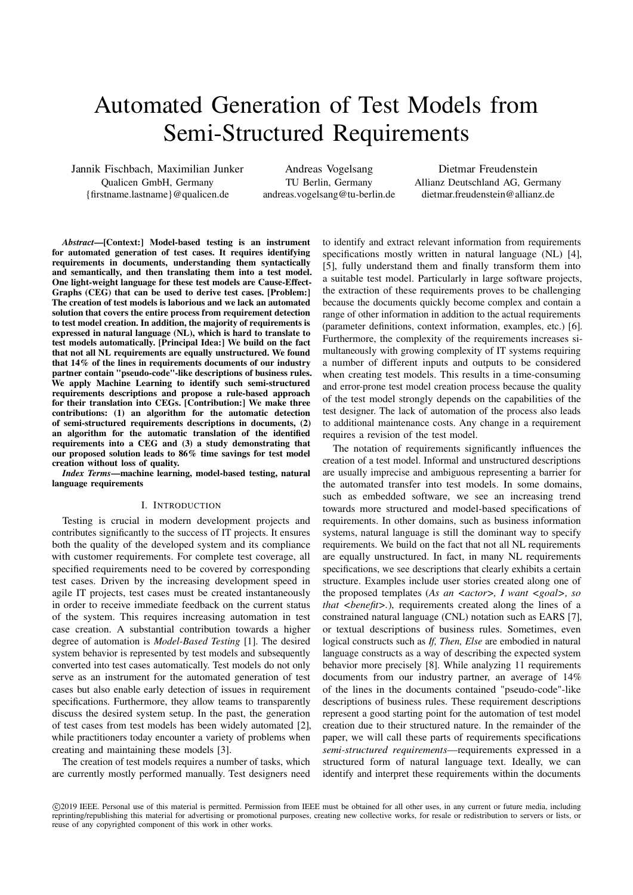# Automated Generation of Test Models from Semi-Structured Requirements

Jannik Fischbach, Maximilian Junker
Qualicen GmbH, Germany
{firstname.lastname}@qualicen.de

Andreas Vogelsang
TU Berlin, Germany
andreas.vogelsang@tu-berlin.de

Dietmar Freudenstein
Allianz Deutschland AG, Germany
dietmar.freudenstein@allianz.de

***Abstract*—[Context:] Model-based testing is an instrument for automated generation of test cases. It requires identifying requirements in documents, understanding them syntactically and semantically, and then translating them into a test model. One light-weight language for these test models are Cause-Effect-Graphs (CEG) that can be used to derive test cases. [Problem:] The creation of test models is laborious and we lack an automated solution that covers the entire process from requirement detection to test model creation. In addition, the majority of requirements is expressed in natural language (NL), which is hard to translate to test models automatically. [Principal Idea:] We build on the fact that not all NL requirements are equally unstructured. We found that 14% of the lines in requirements documents of our industry partner contain "pseudo-code"-like descriptions of business rules. We apply Machine Learning to identify such semi-structured requirements descriptions and propose a rule-based approach for their translation into CEGs. [Contribution:] We make three contributions: (1) an algorithm for the automatic detection of semi-structured requirements descriptions in documents, (2) an algorithm for the automatic translation of the identified requirements into a CEG and (3) a study demonstrating that our proposed solution leads to 86% time savings for test model creation without loss of quality.**

***Index Terms*—machine learning, model-based testing, natural language requirements**

## I. Introduction

Testing is crucial in modern development projects and contributes significantly to the success of IT projects. It ensures both the quality of the developed system and its compliance with customer requirements. For complete test coverage, all specified requirements need to be covered by corresponding test cases. Driven by the increasing development speed in agile IT projects, test cases must be created instantaneously in order to receive immediate feedback on the current status of the system. This requires increasing automation in test case creation. A substantial contribution towards a higher degree of automation is *Model-Based Testing* [1]. The desired system behavior is represented by test models and subsequently converted into test cases automatically. Test models do not only serve as an instrument for the automated generation of test cases but also enable early detection of issues in requirement specifications. Furthermore, they allow teams to transparently discuss the desired system setup. In the past, the generation of test cases from test models has been widely automated [2], while practitioners today encounter a variety of problems when creating and maintaining these models [3].

The creation of test models requires a number of tasks, which are currently mostly performed manually. Test designers need to identify and extract relevant information from requirements specifications mostly written in natural language (NL) [4], [5], fully understand them and finally transform them into a suitable test model. Particularly in large software projects, the extraction of these requirements proves to be challenging because the documents quickly become complex and contain a range of other information in addition to the actual requirements (parameter definitions, context information, examples, etc.) [6]. Furthermore, the complexity of the requirements increases simultaneously with growing complexity of IT systems requiring a number of different inputs and outputs to be considered when creating test models. This results in a time-consuming and error-prone test model creation process because the quality of the test model strongly depends on the capabilities of the test designer. The lack of automation of the process also leads to additional maintenance costs. Any change in a requirement requires a revision of the test model.

The notation of requirements significantly influences the creation of a test model. Informal and unstructured descriptions are usually imprecise and ambiguous representing a barrier for the automated transfer into test models. In some domains, such as embedded software, we see an increasing trend towards more structured and model-based specifications of requirements. In other domains, such as business information systems, natural language is still the dominant way to specify requirements. We build on the fact that not all NL requirements are equally unstructured. In fact, in many NL requirements specifications, we see descriptions that clearly exhibits a certain structure. Examples include user stories created along one of the proposed templates (*As an <actor>, I want <goal>, so that <benefit>.*), requirements created along the lines of a constrained natural language (CNL) notation such as EARS [7], or textual descriptions of business rules. Sometimes, even logical constructs such as *If, Then, Else* are embodied in natural language constructs as a way of describing the expected system behavior more precisely [8]. While analyzing 11 requirements documents from our industry partner, an average of 14% of the lines in the documents contained "pseudo-code"-like descriptions of business rules. These requirement descriptions represent a good starting point for the automation of test model creation due to their structured nature. In the remainder of the paper, we will call these parts of requirements specifications *semi-structured requirements*—requirements expressed in a structured form of natural language text. Ideally, we can identify and interpret these requirements within the documents

©2019 IEEE. Personal use of this material is permitted. Permission from IEEE must be obtained for all other uses, in any current or future media, including reprinting/republishing this material for advertising or promotional purposes, creating new collective works, for resale or redistribution to servers or lists, or reuse of any copyrighted component of this work in other works.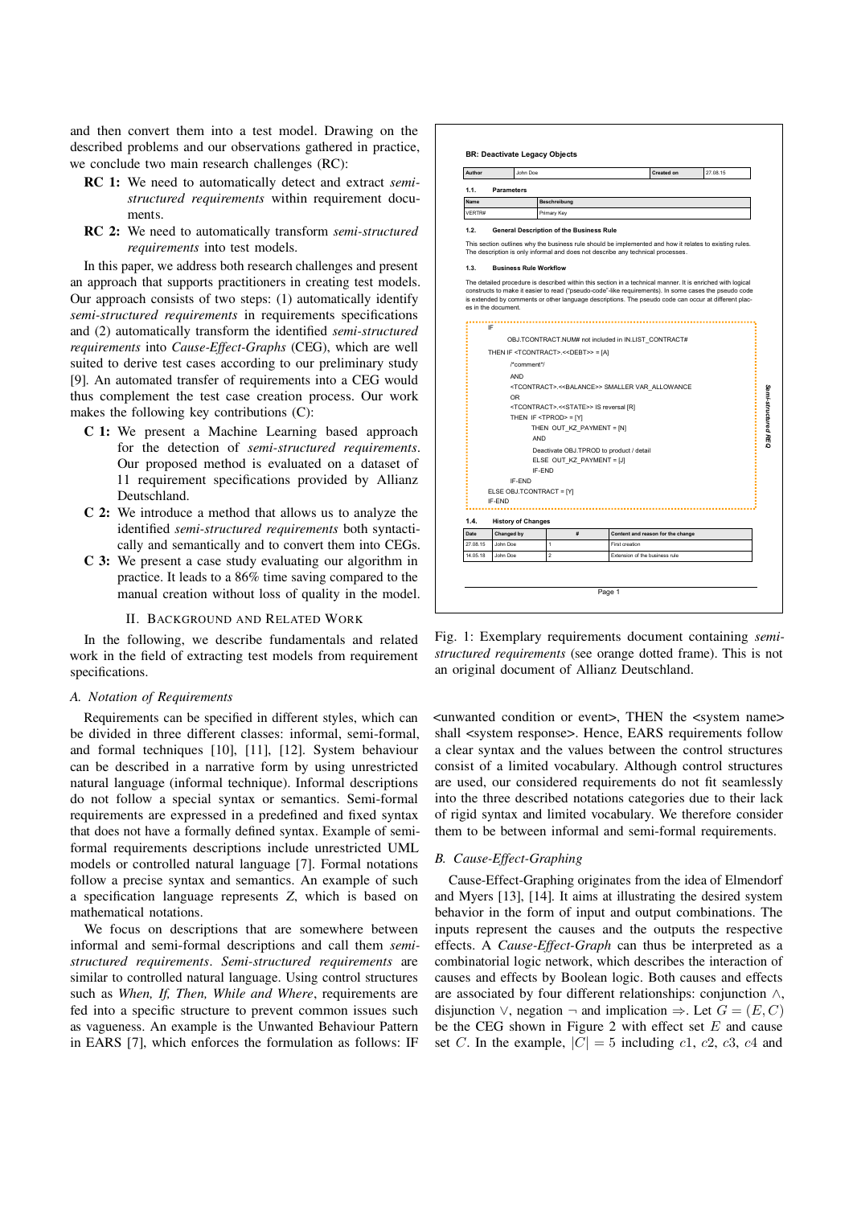and then convert them into a test model. Drawing on the described problems and our observations gathered in practice, we conclude two main research challenges (RC):

- **RC 1:** We need to automatically detect and extract *semi-structured requirements* within requirement documents.
- **RC 2:** We need to automatically transform *semi-structured requirements* into test models.

In this paper, we address both research challenges and present an approach that supports practitioners in creating test models. Our approach consists of two steps: (1) automatically identify *semi-structured requirements* in requirements specifications and (2) automatically transform the identified *semi-structured requirements* into *Cause-Effect-Graphs* (CEG), which are well suited to derive test cases according to our preliminary study [9]. An automated transfer of requirements into a CEG would thus complement the test case creation process. Our work makes the following key contributions (C):

- **C 1:** We present a Machine Learning based approach for the detection of *semi-structured requirements*. Our proposed method is evaluated on a dataset of 11 requirement specifications provided by Allianz Deutschland.
- **C 2:** We introduce a method that allows us to analyze the identified *semi-structured requirements* both syntactically and semantically and to convert them into CEGs.
- **C 3:** We present a case study evaluating our algorithm in practice. It leads to a 86% time saving compared to the manual creation without loss of quality in the model.

## II. Background and Related Work

In the following, we describe fundamentals and related work in the field of extracting test models from requirement specifications.

### A. Notation of Requirements

Requirements can be specified in different styles, which can be divided in three different classes: informal, semi-formal, and formal techniques [10], [11], [12]. System behaviour can be described in a narrative form by using unrestricted natural language (informal technique). Informal descriptions do not follow a special syntax or semantics. Semi-formal requirements are expressed in a predefined and fixed syntax that does not have a formally defined syntax. Example of semi-formal requirements descriptions include unrestricted UML models or controlled natural language [7]. Formal notations follow a precise syntax and semantics. An example of such a specification language represents *Z*, which is based on mathematical notations.

We focus on descriptions that are somewhere between informal and semi-formal descriptions and call them *semi-structured requirements*. *Semi-structured requirements* are similar to controlled natural language. Using control structures such as *When, If, Then, While and Where*, requirements are fed into a specific structure to prevent common issues such as vagueness. An example is the Unwanted Behaviour Pattern in EARS [7], which enforces the formulation as follows: IF <unwanted condition or event>, THEN the <system name> shall <system response>. Hence, EARS requirements follow a clear syntax and the values between the control structures consist of a limited vocabulary. Although control structures are used, our considered requirements do not fit seamlessly into the three described notations categories due to their lack of rigid syntax and limited vocabulary. We therefore consider them to be between informal and semi-formal requirements.

**BR: Deactivate Legacy Objects**

| Author | John Doe | Created on | 27.08.15 |
|---|---|---|---|

**1.1. Parameters**

| Name | Beschreibung |
|---|---|
| VERTR# | Primary Key |

**1.2. General Description of the Business Rule**

This section outlines why the business rule should be implemented and how it relates to existing rules. The description is only informal and does not describe any technical processes.

**1.3. Business Rule Workflow**

The detailed procedure is described within this section in a technical manner. It is enriched with logical constructs to make it easier to read ("pseudo-code"-like requirements). In some cases the pseudo code is extended by comments or other language descriptions. The pseudo code can occur at different places in the document.

```
IF
    OBJ.TCONTRACT.NUM# not included in IN.LIST_CONTRACT#
THEN IF <TCONTRACT>.<<DEBT>> = [A]
    /*comment*/
    AND
    <TCONTRACT>.<<BALANCE>> SMALLER VAR_ALLOWANCE
    OR
    <TCONTRACT>.<<STATE>> IS reversal [R]
    THEN IF <TPROD> = [Y]
        THEN OUT_KZ_PAYMENT = [N]
        AND
        Deactivate OBJ.TPROD to product / detail
        ELSE OUT_KZ_PAYMENT = [J]
        IF-END
    IF-END
ELSE OBJ.TCONTRACT = [Y]
IF-END
```

*Semi-structured REQ*

**1.4. History of Changes**

| Date | Changed by | # | Content and reason for the change |
|---|---|---|---|
| 27.08.15 | John Doe | 1 | First creation |
| 14.05.18 | John Doe | 2 | Extension of the business rule |

Page 1

Fig. 1: Exemplary requirements document containing *semi-structured requirements* (see orange dotted frame). This is not an original document of Allianz Deutschland.

### B. Cause-Effect-Graphing

Cause-Effect-Graphing originates from the idea of Elmendorf and Myers [13], [14]. It aims at illustrating the desired system behavior in the form of input and output combinations. The inputs represent the causes and the outputs the respective effects. A *Cause-Effect-Graph* can thus be interpreted as a combinatorial logic network, which describes the interaction of causes and effects by Boolean logic. Both causes and effects are associated by four different relationships: conjunction $\wedge$, disjunction $\vee$, negation $\neg$ and implication $\Rightarrow$. Let $G = (E, C)$ be the CEG shown in Figure 2 with effect set $E$ and cause set $C$. In the example, $|C| = 5$ including $c1$, $c2$, $c3$, $c4$ and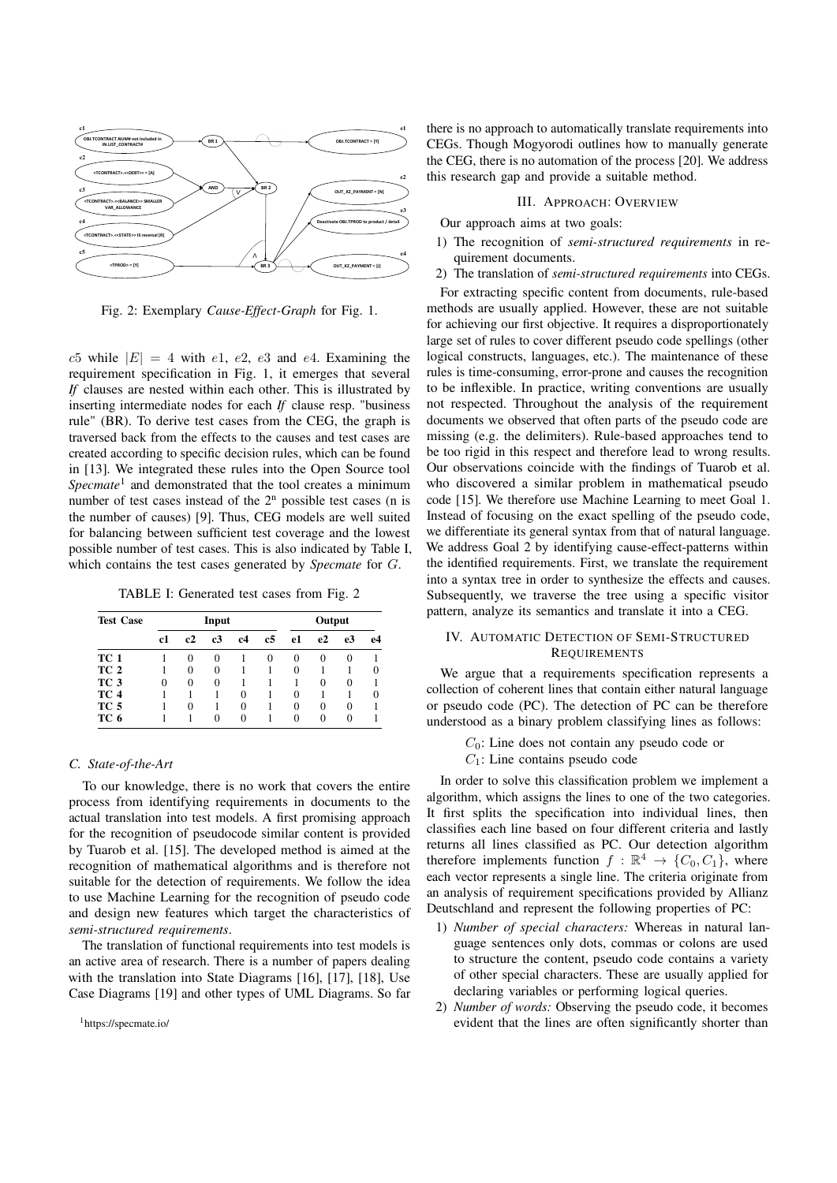Fig. 2: Exemplary *Cause-Effect-Graph* for Fig. 1.

$c5$ while $|E| = 4$ with $e1$, $e2$, $e3$ and $e4$. Examining the requirement specification in Fig. 1, it emerges that several *If* clauses are nested within each other. This is illustrated by inserting intermediate nodes for each *If* clause resp. "business rule" (BR). To derive test cases from the CEG, the graph is traversed back from the effects to the causes and test cases are created according to specific decision rules, which can be found in [13]. We integrated these rules into the Open Source tool *Specmate*[1] and demonstrated that the tool creates a minimum number of test cases instead of the $2^n$ possible test cases (n is the number of causes) [9]. Thus, CEG models are well suited for balancing between sufficient test coverage and the lowest possible number of test cases. This is also indicated by Table I, which contains the test cases generated by *Specmate* for $G$.

TABLE I: Generated test cases from Fig. 2

| Test Case | Input | | | | | Output | | | |
|---|---|---|---|---|---|---|---|---|---|
| | c1 | c2 | c3 | c4 | c5 | e1 | e2 | e3 | e4 |
| TC 1 | 1 | 0 | 0 | 1 | 0 | 0 | 0 | 0 | 1 |
| TC 2 | 1 | 0 | 0 | 1 | 1 | 0 | 1 | 1 | 0 |
| TC 3 | 0 | 0 | 0 | 1 | 1 | 1 | 0 | 0 | 1 |
| TC 4 | 1 | 1 | 1 | 0 | 1 | 0 | 1 | 1 | 0 |
| TC 5 | 1 | 0 | 1 | 0 | 1 | 0 | 0 | 0 | 1 |
| TC 6 | 1 | 1 | 0 | 0 | 1 | 0 | 0 | 0 | 1 |

### C. State-of-the-Art

To our knowledge, there is no work that covers the entire process from identifying requirements in documents to the actual translation into test models. A first promising approach for the recognition of pseudocode similar content is provided by Tuarob et al. [15]. The developed method is aimed at the recognition of mathematical algorithms and is therefore not suitable for the detection of requirements. We follow the idea to use Machine Learning for the recognition of pseudo code and design new features which target the characteristics of *semi-structured requirements*.

The translation of functional requirements into test models is an active area of research. There is a number of papers dealing with the translation into State Diagrams [16], [17], [18], Use Case Diagrams [19] and other types of UML Diagrams. So far there is no approach to automatically translate requirements into CEGs. Though Mogyorodi outlines how to manually generate the CEG, there is no automation of the process [20]. We address this research gap and provide a suitable method.

[1] https://specmate.io/

## III. Approach: Overview

Our approach aims at two goals:

1) The recognition of *semi-structured requirements* in requirement documents.
2) The translation of *semi-structured requirements* into CEGs.

For extracting specific content from documents, rule-based methods are usually applied. However, these are not suitable for achieving our first objective. It requires a disproportionately large set of rules to cover different pseudo code spellings (other logical constructs, languages, etc.). The maintenance of these rules is time-consuming, error-prone and causes the recognition to be inflexible. In practice, writing conventions are usually not respected. Throughout the analysis of the requirement documents we observed that often parts of the pseudo code are missing (e.g. the delimiters). Rule-based approaches tend to be too rigid in this respect and therefore lead to wrong results. Our observations coincide with the findings of Tuarob et al. who discovered a similar problem in mathematical pseudo code [15]. We therefore use Machine Learning to meet Goal 1. Instead of focusing on the exact spelling of the pseudo code, we differentiate its general syntax from that of natural language. We address Goal 2 by identifying cause-effect-patterns within the identified requirements. First, we translate the requirement into a syntax tree in order to synthesize the effects and causes. Subsequently, we traverse the tree using a specific visitor pattern, analyze its semantics and translate it into a CEG.

## IV. Automatic Detection of Semi-Structured Requirements

We argue that a requirements specification represents a collection of coherent lines that contain either natural language or pseudo code (PC). The detection of PC can be therefore understood as a binary problem classifying lines as follows:

$C_0$: Line does not contain any pseudo code or
$C_1$: Line contains pseudo code

In order to solve this classification problem we implement a algorithm, which assigns the lines to one of the two categories. It first splits the specification into individual lines, then classifies each line based on four different criteria and lastly returns all lines classified as PC. Our detection algorithm therefore implements function $f : \mathbb{R}^4 \rightarrow \{C_0, C_1\}$, where each vector represents a single line. The criteria originate from an analysis of requirement specifications provided by Allianz Deutschland and represent the following properties of PC:

1) *Number of special characters:* Whereas in natural language sentences only dots, commas or colons are used to structure the content, pseudo code contains a variety of other special characters. These are usually applied for declaring variables or performing logical queries.
2) *Number of words:* Observing the pseudo code, it becomes evident that the lines are often significantly shorter than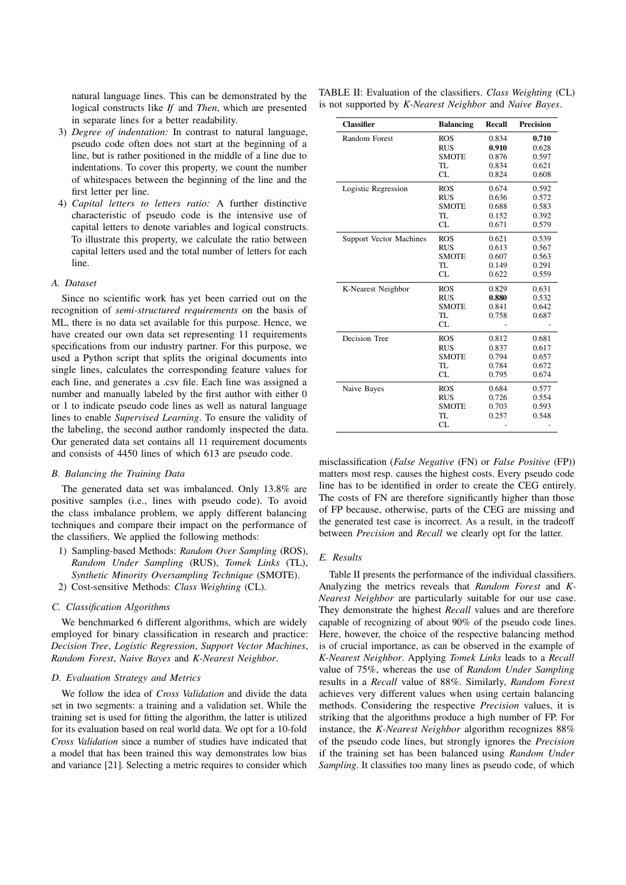natural language lines. This can be demonstrated by the logical constructs like *If* and *Then*, which are presented in separate lines for a better readability.

3) *Degree of indentation:* In contrast to natural language, pseudo code often does not start at the beginning of a line, but is rather positioned in the middle of a line due to indentations. To cover this property, we count the number of whitespaces between the beginning of the line and the first letter per line.
4) *Capital letters to letters ratio:* A further distinctive characteristic of pseudo code is the intensive use of capital letters to denote variables and logical constructs. To illustrate this property, we calculate the ratio between capital letters used and the total number of letters for each line.

### A. Dataset

Since no scientific work has yet been carried out on the recognition of *semi-structured requirements* on the basis of ML, there is no data set available for this purpose. Hence, we have created our own data set representing 11 requirements specifications from our industry partner. For this purpose, we used a Python script that splits the original documents into single lines, calculates the corresponding feature values for each line, and generates a .csv file. Each line was assigned a number and manually labeled by the first author with either 0 or 1 to indicate pseudo code lines as well as natural language lines to enable *Supervised Learning*. To ensure the validity of the labeling, the second author randomly inspected the data. Our generated data set contains all 11 requirement documents and consists of 4450 lines of which 613 are pseudo code.

### B. Balancing the Training Data

The generated data set was imbalanced. Only 13.8% are positive samples (i.e., lines with pseudo code). To avoid the class imbalance problem, we apply different balancing techniques and compare their impact on the performance of the classifiers. We applied the following methods:

1) Sampling-based Methods: *Random Over Sampling* (ROS), *Random Under Sampling* (RUS), *Tomek Links* (TL), *Synthetic Minority Oversampling Technique* (SMOTE).
2) Cost-sensitive Methods: *Class Weighting* (CL).

### C. Classification Algorithms

We benchmarked 6 different algorithms, which are widely employed for binary classification in research and practice: *Decision Tree*, *Logistic Regression*, *Support Vector Machines*, *Random Forest*, *Naive Bayes* and *K-Nearest Neighbor*.

### D. Evaluation Strategy and Metrics

We follow the idea of *Cross Validation* and divide the data set in two segments: a training and a validation set. While the training set is used for fitting the algorithm, the latter is utilized for its evaluation based on real world data. We opt for a 10-fold *Cross Validation* since a number of studies have indicated that a model that has been trained this way demonstrates low bias and variance [21]. Selecting a metric requires to consider which misclassification (*False Negative* (FN) or *False Positive* (FP)) matters most resp. causes the highest costs. Every pseudo code line has to be identified in order to create the CEG entirely. The costs of FN are therefore significantly higher than those of FP because, otherwise, parts of the CEG are missing and the generated test case is incorrect. As a result, in the tradeoff between *Precision* and *Recall* we clearly opt for the latter.

TABLE II: Evaluation of the classifiers. *Class Weighting* (CL) is not supported by *K-Nearest Neighbor* and *Naive Bayes*.

| Classifier | Balancing | Recall | Precision |
|---|---|---|---|
| Random Forest | ROS | 0.834 | **0.710** |
| | RUS | **0.910** | 0.628 |
| | SMOTE | 0.876 | 0.597 |
| | TL | 0.834 | 0.621 |
| | CL | 0.824 | 0.608 |
| Logistic Regression | ROS | 0.674 | 0.592 |
| | RUS | 0.636 | 0.572 |
| | SMOTE | 0.688 | 0.583 |
| | TL | 0.152 | 0.392 |
| | CL | 0.671 | 0.579 |
| Support Vector Machines | ROS | 0.621 | 0.539 |
| | RUS | 0.613 | 0.567 |
| | SMOTE | 0.607 | 0.563 |
| | TL | 0.149 | 0.291 |
| | CL | 0.622 | 0.559 |
| K-Nearest Neighbor | ROS | 0.829 | 0.631 |
| | RUS | **0.880** | 0.532 |
| | SMOTE | 0.841 | 0.642 |
| | TL | 0.758 | 0.687 |
| | CL | - | - |
| Decision Tree | ROS | 0.812 | 0.681 |
| | RUS | 0.837 | 0.617 |
| | SMOTE | 0.794 | 0.657 |
| | TL | 0.784 | 0.672 |
| | CL | 0.795 | 0.674 |
| Naive Bayes | ROS | 0.684 | 0.577 |
| | RUS | 0.726 | 0.554 |
| | SMOTE | 0.703 | 0.593 |
| | TL | 0.257 | 0.548 |
| | CL | - | - |

### E. Results

Table II presents the performance of the individual classifiers. Analyzing the metrics reveals that *Random Forest* and *K-Nearest Neighbor* are particularly suitable for our use case. They demonstrate the highest *Recall* values and are therefore capable of recognizing of about 90% of the pseudo code lines. Here, however, the choice of the respective balancing method is of crucial importance, as can be observed in the example of *K-Nearest Neighbor*. Applying *Tomek Links* leads to a *Recall* value of 75%, whereas the use of *Random Under Sampling* results in a *Recall* value of 88%. Similarly, *Random Forest* achieves very different values when using certain balancing methods. Considering the respective *Precision* values, it is striking that the algorithms produce a high number of FP. For instance, the *K-Nearest Neighbor* algorithm recognizes 88% of the pseudo code lines, but strongly ignores the *Precision* if the training set has been balanced using *Random Under Sampling*. It classifies too many lines as pseudo code, of which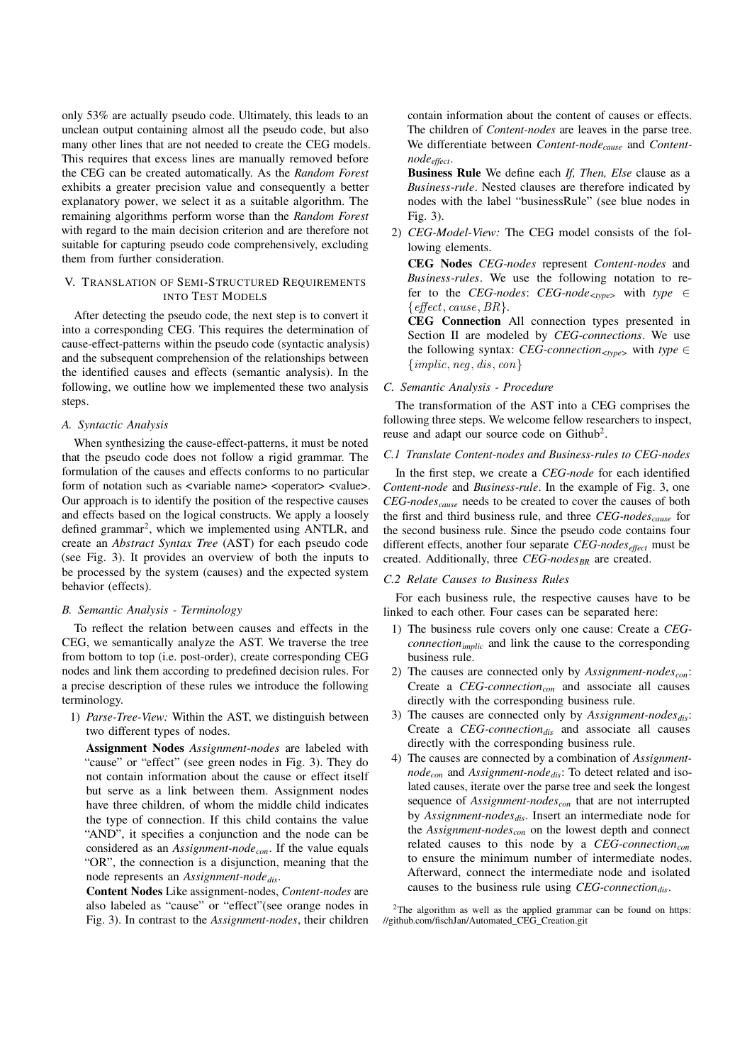only 53% are actually pseudo code. Ultimately, this leads to an unclean output containing almost all the pseudo code, but also many other lines that are not needed to create the CEG models. This requires that excess lines are manually removed before the CEG can be created automatically. As the *Random Forest* exhibits a greater precision value and consequently a better explanatory power, we select it as a suitable algorithm. The remaining algorithms perform worse than the *Random Forest* with regard to the main decision criterion and are therefore not suitable for capturing pseudo code comprehensively, excluding them from further consideration.

## V. Translation of Semi-Structured Requirements into Test Models

After detecting the pseudo code, the next step is to convert it into a corresponding CEG. This requires the determination of cause-effect-patterns within the pseudo code (syntactic analysis) and the subsequent comprehension of the relationships between the identified causes and effects (semantic analysis). In the following, we outline how we implemented these two analysis steps.

### A. Syntactic Analysis

When synthesizing the cause-effect-patterns, it must be noted that the pseudo code does not follow a rigid grammar. The formulation of the causes and effects conforms to no particular form of notation such as <variable name> <operator> <value>. Our approach is to identify the position of the respective causes and effects based on the logical constructs. We apply a loosely defined grammar[2], which we implemented using ANTLR, and create an *Abstract Syntax Tree* (AST) for each pseudo code (see Fig. 3). It provides an overview of both the inputs to be processed by the system (causes) and the expected system behavior (effects).

### B. Semantic Analysis - Terminology

To reflect the relation between causes and effects in the CEG, we semantically analyze the AST. We traverse the tree from bottom to top (i.e. post-order), create corresponding CEG nodes and link them according to predefined decision rules. For a precise description of these rules we introduce the following terminology.

1) *Parse-Tree-View:* Within the AST, we distinguish between two different types of nodes.

   **Assignment Nodes** *Assignment-nodes* are labeled with "cause" or "effect" (see green nodes in Fig. 3). They do not contain information about the cause or effect itself but serve as a link between them. Assignment nodes have three children, of whom the middle child indicates the type of connection. If this child contains the value "AND", it specifies a conjunction and the node can be considered as an *Assignment-node*$_{con}$. If the value equals "OR", the connection is a disjunction, meaning that the node represents an *Assignment-node*$_{dis}$.

   **Content Nodes** Like assignment-nodes, *Content-nodes* are also labeled as "cause" or "effect"(see orange nodes in Fig. 3). In contrast to the *Assignment-nodes*, their children contain information about the content of causes or effects. The children of *Content-nodes* are leaves in the parse tree. We differentiate between *Content-node*$_{cause}$ and *Content-node*$_{effect}$.

   **Business Rule** We define each *If, Then, Else* clause as a *Business-rule*. Nested clauses are therefore indicated by nodes with the label "businessRule" (see blue nodes in Fig. 3).

2) *CEG-Model-View:* The CEG model consists of the following elements.

   **CEG Nodes** *CEG-nodes* represent *Content-nodes* and *Business-rules*. We use the following notation to refer to the *CEG-nodes*: *CEG-node*$_{<type>}$ with *type* $\in \{effect, cause, BR\}$.

   **CEG Connection** All connection types presented in Section II are modeled by *CEG-connections*. We use the following syntax: *CEG-connection*$_{<type>}$ with *type* $\in \{implic, neg, dis, con\}$

### C. Semantic Analysis - Procedure

The transformation of the AST into a CEG comprises the following three steps. We welcome fellow researchers to inspect, reuse and adapt our source code on Github[2].

#### C.1 Translate Content-nodes and Business-rules to CEG-nodes

In the first step, we create a *CEG-node* for each identified *Content-node* and *Business-rule*. In the example of Fig. 3, one *CEG-nodes*$_{cause}$ needs to be created to cover the causes of both the first and third business rule, and three *CEG-nodes*$_{cause}$ for the second business rule. Since the pseudo code contains four different effects, another four separate *CEG-nodes*$_{effect}$ must be created. Additionally, three *CEG-nodes*$_{BR}$ are created.

#### C.2 Relate Causes to Business Rules

For each business rule, the respective causes have to be linked to each other. Four cases can be separated here:

1) The business rule covers only one cause: Create a *CEG-connection*$_{implic}$ and link the cause to the corresponding business rule.
2) The causes are connected only by *Assignment-nodes*$_{con}$: Create a *CEG-connection*$_{con}$ and associate all causes directly with the corresponding business rule.
3) The causes are connected only by *Assignment-nodes*$_{dis}$: Create a *CEG-connection*$_{dis}$ and associate all causes directly with the corresponding business rule.
4) The causes are connected by a combination of *Assignment-node*$_{con}$ and *Assignment-node*$_{dis}$: To detect related and isolated causes, iterate over the parse tree and seek the longest sequence of *Assignment-nodes*$_{con}$ that are not interrupted by *Assignment-nodes*$_{dis}$. Insert an intermediate node for the *Assignment-nodes*$_{con}$ on the lowest depth and connect related causes to this node by a *CEG-connection*$_{con}$ to ensure the minimum number of intermediate nodes. Afterward, connect the intermediate node and isolated causes to the business rule using *CEG-connection*$_{dis}$.

[2] The algorithm as well as the applied grammar can be found on https://github.com/fischJan/Automated_CEG_Creation.git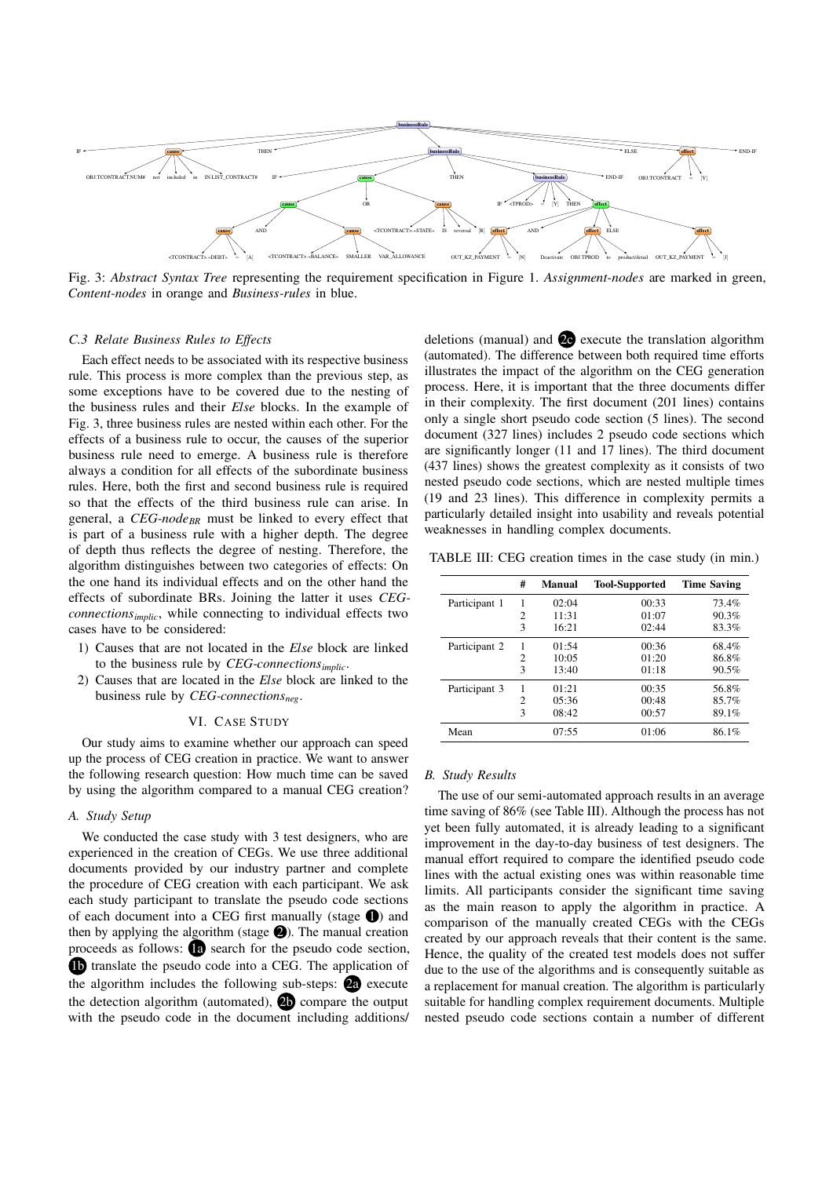Fig. 3: *Abstract Syntax Tree* representing the requirement specification in Figure 1. *Assignment-nodes* are marked in green, *Content-nodes* in orange and *Business-rules* in blue.

### C.3 Relate Business Rules to Effects

Each effect needs to be associated with its respective business rule. This process is more complex than the previous step, as some exceptions have to be covered due to the nesting of the business rules and their *Else* blocks. In the example of Fig. 3, three business rules are nested within each other. For the effects of a business rule to occur, the causes of the superior business rule need to emerge. A business rule is therefore always a condition for all effects of the subordinate business rules. Here, both the first and second business rule is required so that the effects of the third business rule can arise. In general, a $CEG\text{-}node_{BR}$ must be linked to every effect that is part of a business rule with a higher depth. The degree of depth thus reflects the degree of nesting. Therefore, the algorithm distinguishes between two categories of effects: On the one hand its individual effects and on the other hand the effects of subordinate BRs. Joining the latter it uses $CEG\text{-}connections_{implic}$, while connecting to individual effects two cases have to be considered:

1) Causes that are not located in the *Else* block are linked to the business rule by $CEG\text{-}connections_{implic}$.
2) Causes that are located in the *Else* block are linked to the business rule by $CEG\text{-}connections_{neg}$.

## VI. Case Study

Our study aims to examine whether our approach can speed up the process of CEG creation in practice. We want to answer the following research question: How much time can be saved by using the algorithm compared to a manual CEG creation?

### A. Study Setup

We conducted the case study with 3 test designers, who are experienced in the creation of CEGs. We use three additional documents provided by our industry partner and complete the procedure of CEG creation with each participant. We ask each study participant to translate the pseudo code sections of each document into a CEG first manually (stage 1) and then by applying the algorithm (stage 2). The manual creation proceeds as follows: 1a search for the pseudo code section, 1b translate the pseudo code into a CEG. The application of the algorithm includes the following sub-steps: 2a execute the detection algorithm (automated), 2b compare the output with the pseudo code in the document including additions/deletions (manual) and 2c execute the translation algorithm (automated). The difference between both required time efforts illustrates the impact of the algorithm on the CEG generation process. Here, it is important that the three documents differ in their complexity. The first document (201 lines) contains only a single short pseudo code section (5 lines). The second document (327 lines) includes 2 pseudo code sections which are significantly longer (11 and 17 lines). The third document (437 lines) shows the greatest complexity as it consists of two nested pseudo code sections, which are nested multiple times (19 and 23 lines). This difference in complexity permits a particularly detailed insight into usability and reveals potential weaknesses in handling complex documents.

TABLE III: CEG creation times in the case study (in min.)

| | # | Manual | Tool-Supported | Time Saving |
|---|---|---|---|---|
| Participant 1 | 1 | 02:04 | 00:33 | 73.4% |
| | 2 | 11:31 | 01:07 | 90.3% |
| | 3 | 16:21 | 02:44 | 83.3% |
| Participant 2 | 1 | 01:54 | 00:36 | 68.4% |
| | 2 | 10:05 | 01:20 | 86.8% |
| | 3 | 13:40 | 01:18 | 90.5% |
| Participant 3 | 1 | 01:21 | 00:35 | 56.8% |
| | 2 | 05:36 | 00:48 | 85.7% |
| | 3 | 08:42 | 00:57 | 89.1% |
| Mean | | 07:55 | 01:06 | 86.1% |

### B. Study Results

The use of our semi-automated approach results in an average time saving of 86% (see Table III). Although the process has not yet been fully automated, it is already leading to a significant improvement in the day-to-day business of test designers. The manual effort required to compare the identified pseudo code lines with the actual existing ones was within reasonable time limits. All participants consider the significant time saving as the main reason to apply the algorithm in practice. A comparison of the manually created CEGs with the CEGs created by our approach reveals that their content is the same. Hence, the quality of the created test models does not suffer due to the use of the algorithms and is consequently suitable as a replacement for manual creation. The algorithm is particularly suitable for handling complex requirement documents. Multiple nested pseudo code sections contain a number of different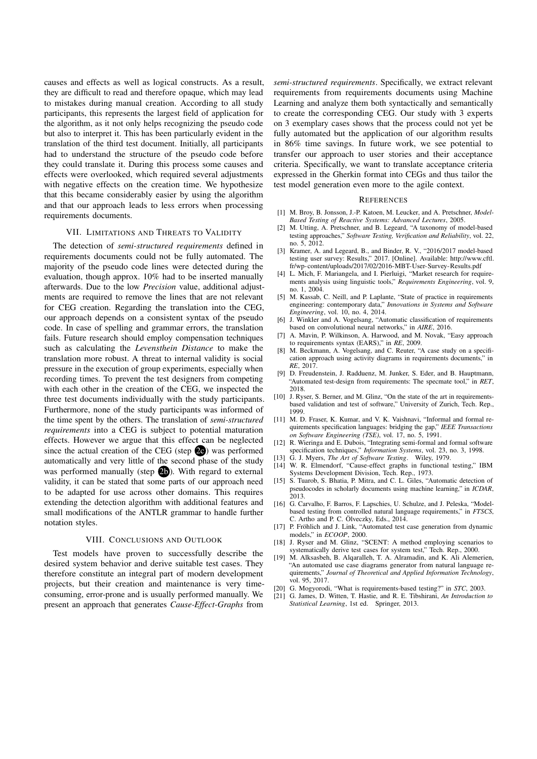causes and effects as well as logical constructs. As a result, they are difficult to read and therefore opaque, which may lead to mistakes during manual creation. According to all study participants, this represents the largest field of application for the algorithm, as it not only helps recognizing the pseudo code but also to interpret it. This has been particularly evident in the translation of the third test document. Initially, all participants had to understand the structure of the pseudo code before they could translate it. During this process some causes and effects were overlooked, which required several adjustments with negative effects on the creation time. We hypothesize that this became considerably easier by using the algorithm and that our approach leads to less errors when processing requirements documents.

## VII. Limitations and Threats to Validity

The detection of *semi-structured requirements* defined in requirements documents could not be fully automated. The majority of the pseudo code lines were detected during the evaluation, though approx. 10% had to be inserted manually afterwards. Due to the low *Precision* value, additional adjustments are required to remove the lines that are not relevant for CEG creation. Regarding the translation into the CEG, our approach depends on a consistent syntax of the pseudo code. In case of spelling and grammar errors, the translation fails. Future research should employ compensation techniques such as calculating the *Levensthein Distance* to make the translation more robust. A threat to internal validity is social pressure in the execution of group experiments, especially when recording times. To prevent the test designers from competing with each other in the creation of the CEG, we inspected the three test documents individually with the study participants. Furthermore, none of the study participants was informed of the time spent by the others. The translation of *semi-structured requirements* into a CEG is subject to potential maturation effects. However we argue that this effect can be neglected since the actual creation of the CEG (step 2c) was performed automatically and very little of the second phase of the study was performed manually (step 2b). With regard to external validity, it can be stated that some parts of our approach need to be adapted for use across other domains. This requires extending the detection algorithm with additional features and small modifications of the ANTLR grammar to handle further notation styles.

## VIII. Conclusions and Outlook

Test models have proven to successfully describe the desired system behavior and derive suitable test cases. They therefore constitute an integral part of modern development projects, but their creation and maintenance is very time-consuming, error-prone and is usually performed manually. We present an approach that generates *Cause-Effect-Graphs* from *semi-structured requirements*. Specifically, we extract relevant requirements from requirements documents using Machine Learning and analyze them both syntactically and semantically to create the corresponding CEG. Our study with 3 experts on 3 exemplary cases shows that the process could not yet be fully automated but the application of our algorithm results in 86% time savings. In future work, we see potential to transfer our approach to user stories and their acceptance criteria. Specifically, we want to translate acceptance criteria expressed in the Gherkin format into CEGs and thus tailor the test model generation even more to the agile context.

## References

[1] M. Broy, B. Jonsson, J.-P. Katoen, M. Leucker, and A. Pretschner, *Model-Based Testing of Reactive Systems: Advanced Lectures*, 2005.

[2] M. Utting, A. Pretschner, and B. Legeard, "A taxonomy of model-based testing approaches," *Software Testing, Verification and Reliability*, vol. 22, no. 5, 2012.

[3] Kramer, A. and Legeard, B., and Binder, R. V., "2016/2017 model-based testing user survey: Results," 2017. [Online]. Available: http://www.cftl.fr/wp-content/uploads/2017/02/2016-MBT-User-Survey-Results.pdf

[4] L. Mich, F. Mariangela, and I. Pierluigi, "Market research for requirements analysis using linguistic tools," *Requirements Engineering*, vol. 9, no. 1, 2004.

[5] M. Kassab, C. Neill, and P. Laplante, "State of practice in requirements engineering: contemporary data," *Innovations in Systems and Software Engineering*, vol. 10, no. 4, 2014.

[6] J. Winkler and A. Vogelsang, "Automatic classification of requirements based on convolutional neural networks," in *AIRE*, 2016.

[7] A. Mavin, P. Wilkinson, A. Harwood, and M. Novak, "Easy approach to requirements syntax (EARS)," in *RE*, 2009.

[8] M. Beckmann, A. Vogelsang, and C. Reuter, "A case study on a specification approach using activity diagrams in requirements documents," in *RE*, 2017.

[9] D. Freudenstein, J. Radduenz, M. Junker, S. Eder, and B. Hauptmann, "Automated test-design from requirements: The specmate tool," in *RET*, 2018.

[10] J. Ryser, S. Berner, and M. Glinz, "On the state of the art in requirements-based validation and test of software," University of Zurich, Tech. Rep., 1999.

[11] M. D. Fraser, K. Kumar, and V. K. Vaishnavi, "Informal and formal requirements specification languages: bridging the gap," *IEEE Transactions on Software Engineering (TSE)*, vol. 17, no. 5, 1991.

[12] R. Wieringa and E. Dubois, "Integrating semi-formal and formal software specification techniques," *Information Systems*, vol. 23, no. 3, 1998.

[13] G. J. Myers, *The Art of Software Testing*. Wiley, 1979.

[14] W. R. Elmendorf, "Cause-effect graphs in functional testing," IBM Systems Development Division, Tech. Rep., 1973.

[15] S. Tuarob, S. Bhatia, P. Mitra, and C. L. Giles, "Automatic detection of pseudocodes in scholarly documents using machine learning," in *ICDAR*, 2013.

[16] G. Carvalho, F. Barros, F. Lapschies, U. Schulze, and J. Peleska, "Model-based testing from controlled natural language requirements," in *FTSCS*, C. Artho and P. C. Ölveczky, Eds., 2014.

[17] P. Fröhlich and J. Link, "Automated test case generation from dynamic models," in *ECOOP*, 2000.

[18] J. Ryser and M. Glinz, "SCENT: A method employing scenarios to systematically derive test cases for system test," Tech. Rep., 2000.

[19] M. Alksasbeh, B. Alqaralleh, T. A. Alramadin, and K. Ali Alemerien, "An automated use case diagrams generator from natural language requirements," *Journal of Theoretical and Applied Information Technology*, vol. 95, 2017.

[20] G. Mogyorodi, "What is requirements-based testing?" in *STC*, 2003.

[21] G. James, D. Witten, T. Hastie, and R. E. Tibshirani, *An Introduction to Statistical Learning*, 1st ed. Springer, 2013.